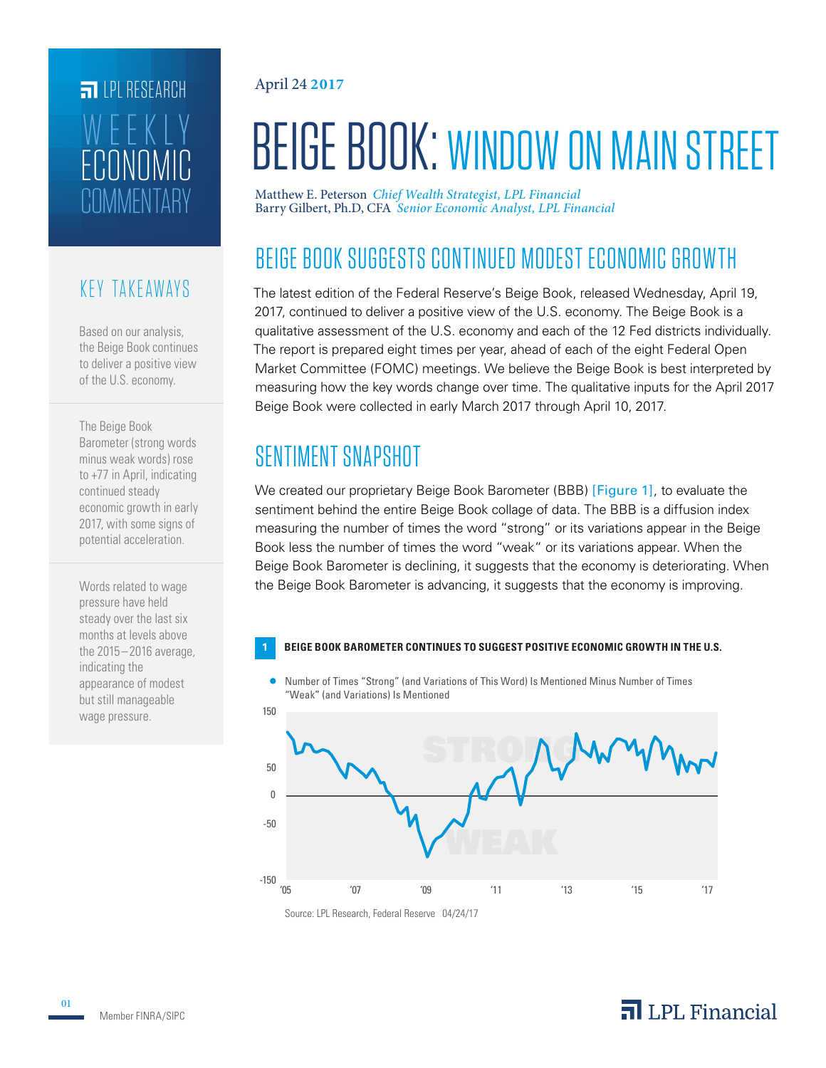LPL RESEARCH

WEEKLY ECONOMIC COMMENTARY

April 24 2017

# BEIGE BOOK: WINDOW ON MAIN STREET

Matthew E. Peterson *Chief Wealth Strategist, LPL Financial*
Barry Gilbert, Ph.D, CFA *Senior Economic Analyst, LPL Financial*

## KEY TAKEAWAYS

Based on our analysis, the Beige Book continues to deliver a positive view of the U.S. economy.

The Beige Book Barometer (strong words minus weak words) rose to +77 in April, indicating continued steady economic growth in early 2017, with some signs of potential acceleration.

Words related to wage pressure have held steady over the last six months at levels above the 2015–2016 average, indicating the appearance of modest but still manageable wage pressure.

## BEIGE BOOK SUGGESTS CONTINUED MODEST ECONOMIC GROWTH

The latest edition of the Federal Reserve's Beige Book, released Wednesday, April 19, 2017, continued to deliver a positive view of the U.S. economy. The Beige Book is a qualitative assessment of the U.S. economy and each of the 12 Fed districts individually. The report is prepared eight times per year, ahead of each of the eight Federal Open Market Committee (FOMC) meetings. We believe the Beige Book is best interpreted by measuring how the key words change over time. The qualitative inputs for the April 2017 Beige Book were collected in early March 2017 through April 10, 2017.

## SENTIMENT SNAPSHOT

We created our proprietary Beige Book Barometer (BBB) [Figure 1], to evaluate the sentiment behind the entire Beige Book collage of data. The BBB is a diffusion index measuring the number of times the word "strong" or its variations appear in the Beige Book less the number of times the word "weak" or its variations appear. When the Beige Book Barometer is declining, it suggests that the economy is deteriorating. When the Beige Book Barometer is advancing, it suggests that the economy is improving.

**1 BEIGE BOOK BAROMETER CONTINUES TO SUGGEST POSITIVE ECONOMIC GROWTH IN THE U.S.**

Number of Times "Strong" (and Variations of This Word) Is Mentioned Minus Number of Times "Weak" (and Variations) Is Mentioned

Source: LPL Research, Federal Reserve 04/24/17

Member FINRA/SIPC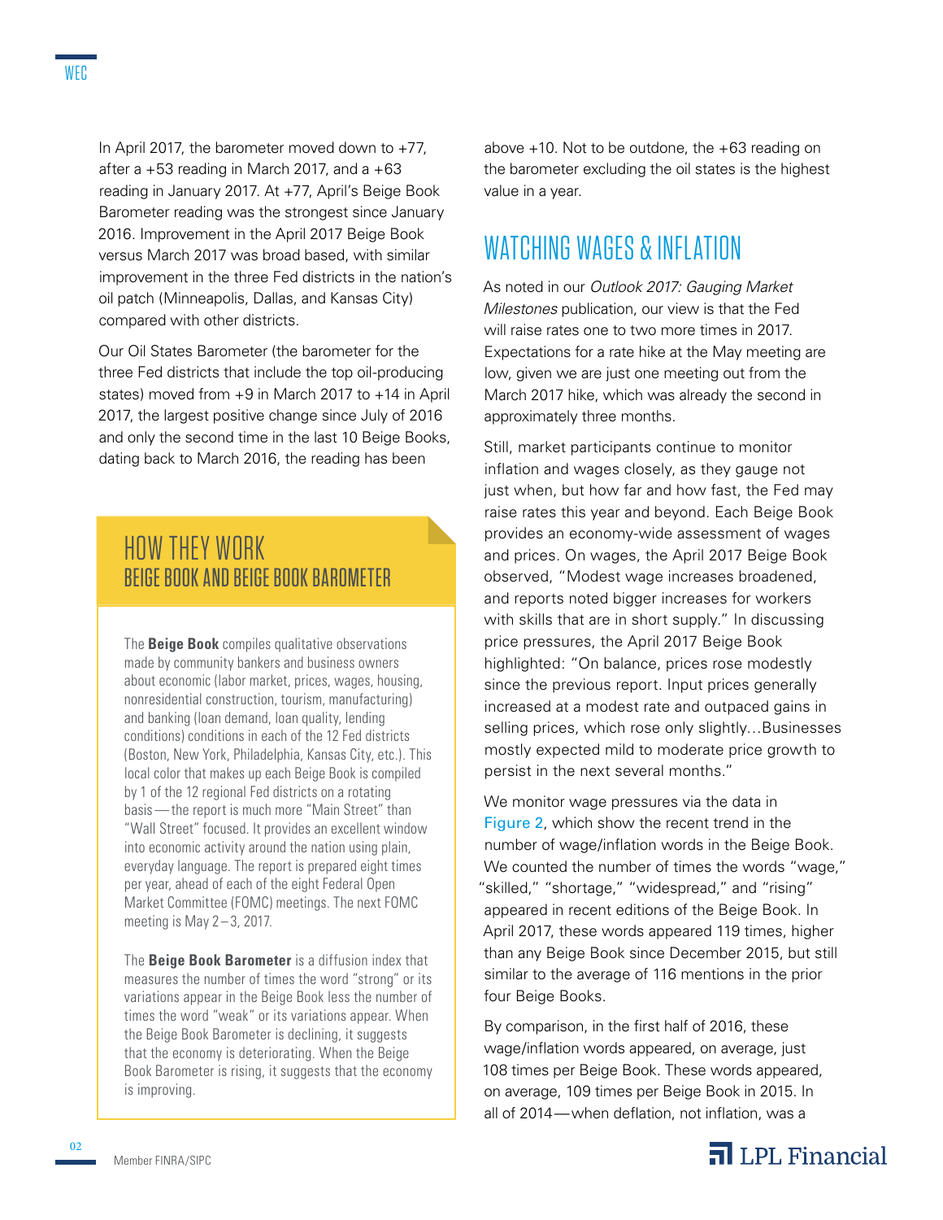In April 2017, the barometer moved down to +77, after a +53 reading in March 2017, and a +63 reading in January 2017. At +77, April's Beige Book Barometer reading was the strongest since January 2016. Improvement in the April 2017 Beige Book versus March 2017 was broad based, with similar improvement in the three Fed districts in the nation's oil patch (Minneapolis, Dallas, and Kansas City) compared with other districts.

Our Oil States Barometer (the barometer for the three Fed districts that include the top oil-producing states) moved from +9 in March 2017 to +14 in April 2017, the largest positive change since July of 2016 and only the second time in the last 10 Beige Books, dating back to March 2016, the reading has been above +10. Not to be outdone, the +63 reading on the barometer excluding the oil states is the highest value in a year.

## HOW THEY WORK
### BEIGE BOOK AND BEIGE BOOK BAROMETER

The **Beige Book** compiles qualitative observations made by community bankers and business owners about economic (labor market, prices, wages, housing, nonresidential construction, tourism, manufacturing) and banking (loan demand, loan quality, lending conditions) conditions in each of the 12 Fed districts (Boston, New York, Philadelphia, Kansas City, etc.). This local color that makes up each Beige Book is compiled by 1 of the 12 regional Fed districts on a rotating basis — the report is much more "Main Street" than "Wall Street" focused. It provides an excellent window into economic activity around the nation using plain, everyday language. The report is prepared eight times per year, ahead of each of the eight Federal Open Market Committee (FOMC) meetings. The next FOMC meeting is May 2–3, 2017.

The **Beige Book Barometer** is a diffusion index that measures the number of times the word "strong" or its variations appear in the Beige Book less the number of times the word "weak" or its variations appear. When the Beige Book Barometer is declining, it suggests that the economy is deteriorating. When the Beige Book Barometer is rising, it suggests that the economy is improving.

## WATCHING WAGES & INFLATION

As noted in our *Outlook 2017: Gauging Market Milestones* publication, our view is that the Fed will raise rates one to two more times in 2017. Expectations for a rate hike at the May meeting are low, given we are just one meeting out from the March 2017 hike, which was already the second in approximately three months.

Still, market participants continue to monitor inflation and wages closely, as they gauge not just when, but how far and how fast, the Fed may raise rates this year and beyond. Each Beige Book provides an economy-wide assessment of wages and prices. On wages, the April 2017 Beige Book observed, "Modest wage increases broadened, and reports noted bigger increases for workers with skills that are in short supply." In discussing price pressures, the April 2017 Beige Book highlighted: "On balance, prices rose modestly since the previous report. Input prices generally increased at a modest rate and outpaced gains in selling prices, which rose only slightly…Businesses mostly expected mild to moderate price growth to persist in the next several months."

We monitor wage pressures via the data in Figure 2, which show the recent trend in the number of wage/inflation words in the Beige Book. We counted the number of times the words "wage," "skilled," "shortage," "widespread," and "rising" appeared in recent editions of the Beige Book. In April 2017, these words appeared 119 times, higher than any Beige Book since December 2015, but still similar to the average of 116 mentions in the prior four Beige Books.

By comparison, in the first half of 2016, these wage/inflation words appeared, on average, just 108 times per Beige Book. These words appeared, on average, 109 times per Beige Book in 2015. In all of 2014 — when deflation, not inflation, was a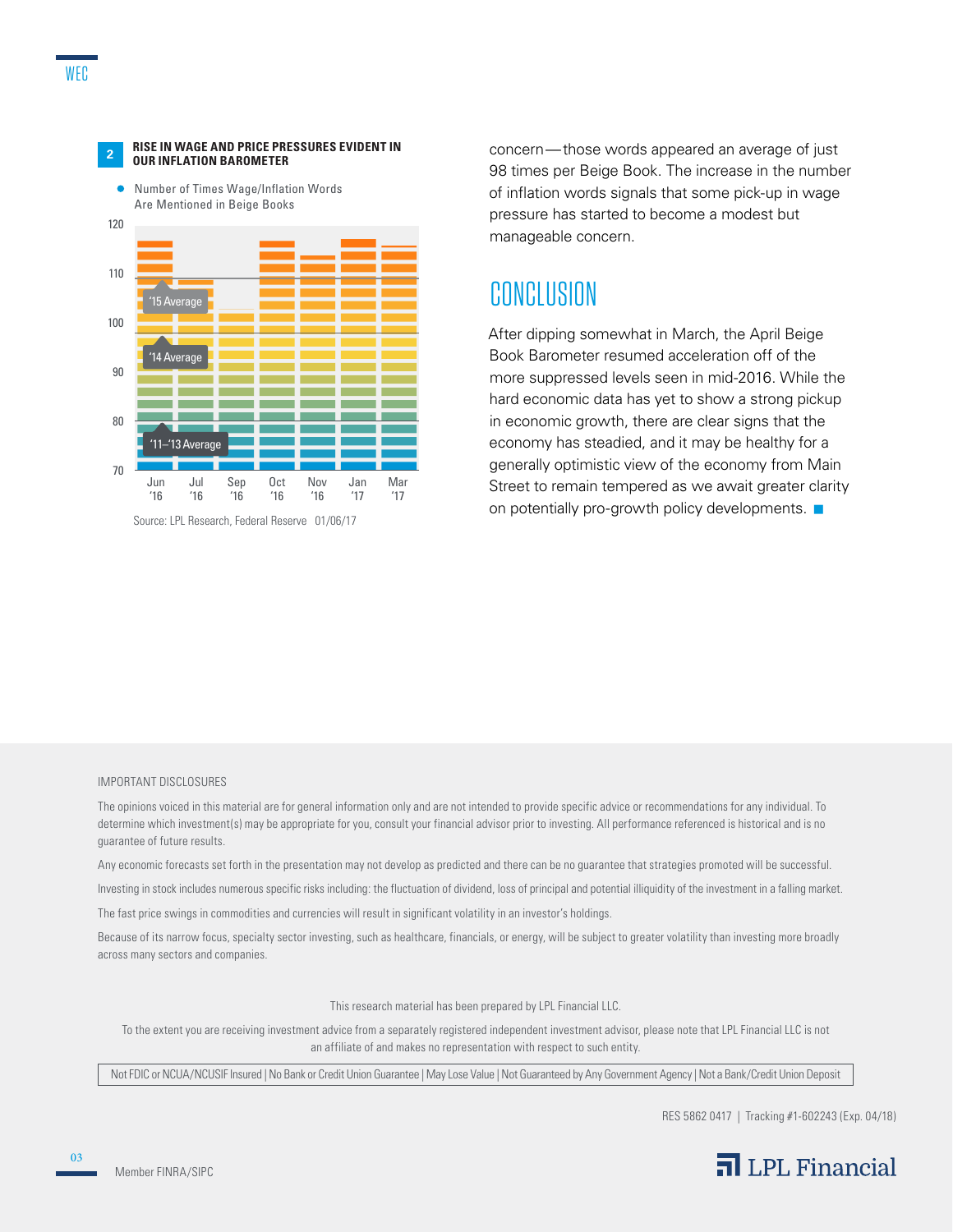**2 RISE IN WAGE AND PRICE PRESSURES EVIDENT IN OUR INFLATION BAROMETER**

Number of Times Wage/Inflation Words Are Mentioned in Beige Books

120
110
100
90
80
70

'15 Average
'14 Average
'11–'13 Average

Jun '16
Jul '16
Sep '16
Oct '16
Nov '16
Jan '17
Mar '17

Source: LPL Research, Federal Reserve 01/06/17

concern — those words appeared an average of just 98 times per Beige Book. The increase in the number of inflation words signals that some pick-up in wage pressure has started to become a modest but manageable concern.

## CONCLUSION

After dipping somewhat in March, the April Beige Book Barometer resumed acceleration off of the more suppressed levels seen in mid-2016. While the hard economic data has yet to show a strong pickup in economic growth, there are clear signs that the economy has steadied, and it may be healthy for a generally optimistic view of the economy from Main Street to remain tempered as we await greater clarity on potentially pro-growth policy developments.

IMPORTANT DISCLOSURES

The opinions voiced in this material are for general information only and are not intended to provide specific advice or recommendations for any individual. To determine which investment(s) may be appropriate for you, consult your financial advisor prior to investing. All performance referenced is historical and is no guarantee of future results.

Any economic forecasts set forth in the presentation may not develop as predicted and there can be no guarantee that strategies promoted will be successful.

Investing in stock includes numerous specific risks including: the fluctuation of dividend, loss of principal and potential illiquidity of the investment in a falling market.

The fast price swings in commodities and currencies will result in significant volatility in an investor's holdings.

Because of its narrow focus, specialty sector investing, such as healthcare, financials, or energy, will be subject to greater volatility than investing more broadly across many sectors and companies.

This research material has been prepared by LPL Financial LLC.

To the extent you are receiving investment advice from a separately registered independent investment advisor, please note that LPL Financial LLC is not an affiliate of and makes no representation with respect to such entity.

Not FDIC or NCUA/NCUSIF Insured | No Bank or Credit Union Guarantee | May Lose Value | Not Guaranteed by Any Government Agency | Not a Bank/Credit Union Deposit

RES 5862 0417 | Tracking #1-602243 (Exp. 04/18)

Member FINRA/SIPC

LPL Financial